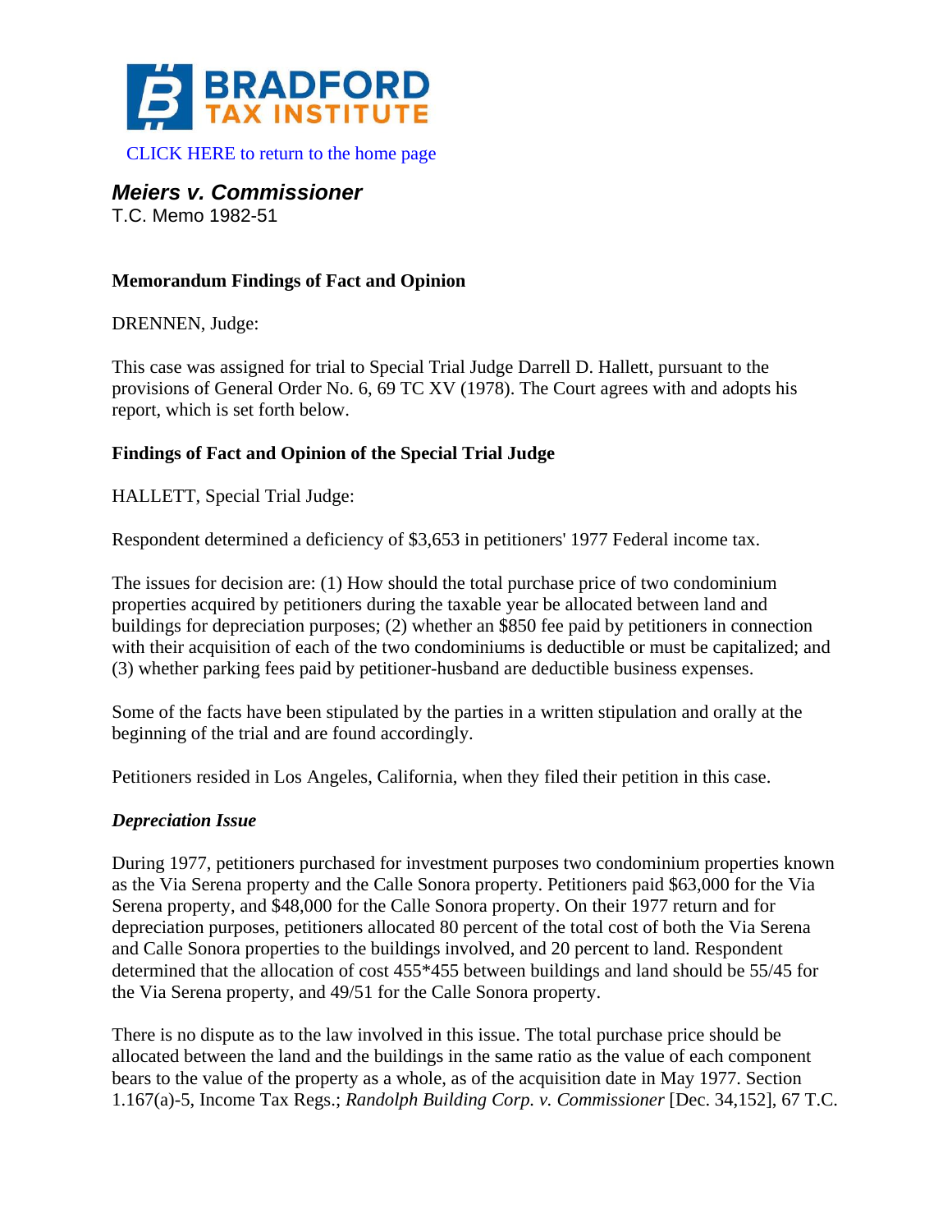CLICK HERE to return to the home page

## *Meiers v. Commissioner*

T.C. Memo 1982-51

**Memorandum Findings of Fact and Opinion**

DRENNEN, Judge:

This case was assigned for trial to Special Trial Judge Darrell D. Hallett, pursuant to the provisions of General Order No. 6, 69 TC XV (1978). The Court agrees with and adopts his report, which is set forth below.

**Findings of Fact and Opinion of the Special Trial Judge**

HALLETT, Special Trial Judge:

Respondent determined a deficiency of $3,653 in petitioners' 1977 Federal income tax.

The issues for decision are: (1) How should the total purchase price of two condominium properties acquired by petitioners during the taxable year be allocated between land and buildings for depreciation purposes; (2) whether an $850 fee paid by petitioners in connection with their acquisition of each of the two condominiums is deductible or must be capitalized; and (3) whether parking fees paid by petitioner-husband are deductible business expenses.

Some of the facts have been stipulated by the parties in a written stipulation and orally at the beginning of the trial and are found accordingly.

Petitioners resided in Los Angeles, California, when they filed their petition in this case.

***Depreciation Issue***

During 1977, petitioners purchased for investment purposes two condominium properties known as the Via Serena property and the Calle Sonora property. Petitioners paid $63,000 for the Via Serena property, and $48,000 for the Calle Sonora property. On their 1977 return and for depreciation purposes, petitioners allocated 80 percent of the total cost of both the Via Serena and Calle Sonora properties to the buildings involved, and 20 percent to land. Respondent determined that the allocation of cost 455*455 between buildings and land should be 55/45 for the Via Serena property, and 49/51 for the Calle Sonora property.

There is no dispute as to the law involved in this issue. The total purchase price should be allocated between the land and the buildings in the same ratio as the value of each component bears to the value of the property as a whole, as of the acquisition date in May 1977. Section 1.167(a)-5, Income Tax Regs.; *Randolph Building Corp. v. Commissioner* [Dec. 34,152], 67 T.C.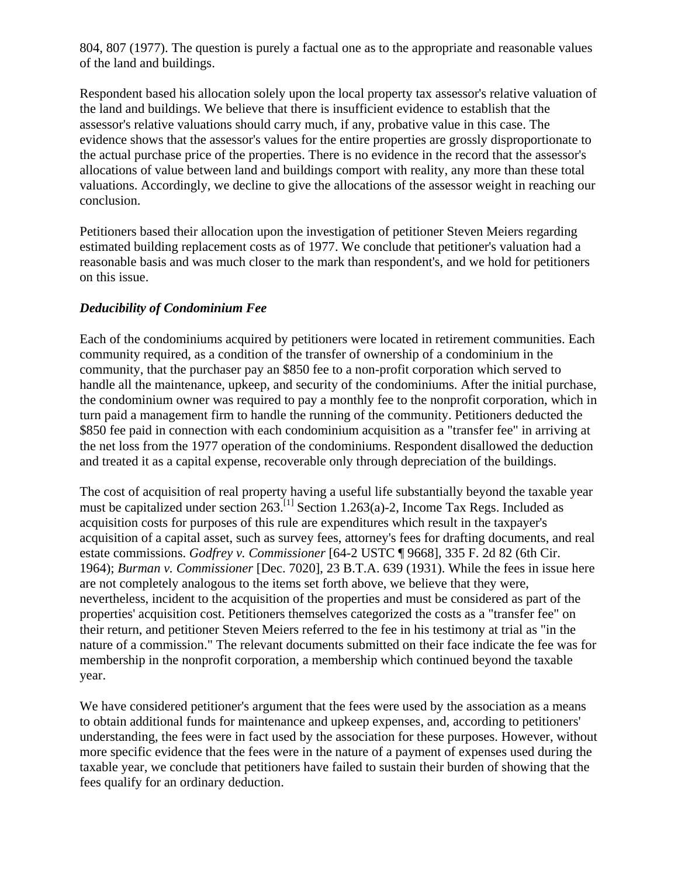804, 807 (1977). The question is purely a factual one as to the appropriate and reasonable values of the land and buildings.

Respondent based his allocation solely upon the local property tax assessor's relative valuation of the land and buildings. We believe that there is insufficient evidence to establish that the assessor's relative valuations should carry much, if any, probative value in this case. The evidence shows that the assessor's values for the entire properties are grossly disproportionate to the actual purchase price of the properties. There is no evidence in the record that the assessor's allocations of value between land and buildings comport with reality, any more than these total valuations. Accordingly, we decline to give the allocations of the assessor weight in reaching our conclusion.

Petitioners based their allocation upon the investigation of petitioner Steven Meiers regarding estimated building replacement costs as of 1977. We conclude that petitioner's valuation had a reasonable basis and was much closer to the mark than respondent's, and we hold for petitioners on this issue.

***Deducibility of Condominium Fee***

Each of the condominiums acquired by petitioners were located in retirement communities. Each community required, as a condition of the transfer of ownership of a condominium in the community, that the purchaser pay an $850 fee to a non-profit corporation which served to handle all the maintenance, upkeep, and security of the condominiums. After the initial purchase, the condominium owner was required to pay a monthly fee to the nonprofit corporation, which in turn paid a management firm to handle the running of the community. Petitioners deducted the $850 fee paid in connection with each condominium acquisition as a "transfer fee" in arriving at the net loss from the 1977 operation of the condominiums. Respondent disallowed the deduction and treated it as a capital expense, recoverable only through depreciation of the buildings.

The cost of acquisition of real property having a useful life substantially beyond the taxable year must be capitalized under section 263.[1] Section 1.263(a)-2, Income Tax Regs. Included as acquisition costs for purposes of this rule are expenditures which result in the taxpayer's acquisition of a capital asset, such as survey fees, attorney's fees for drafting documents, and real estate commissions. *Godfrey v. Commissioner* [64-2 USTC ¶ 9668], 335 F. 2d 82 (6th Cir. 1964); *Burman v. Commissioner* [Dec. 7020], 23 B.T.A. 639 (1931). While the fees in issue here are not completely analogous to the items set forth above, we believe that they were, nevertheless, incident to the acquisition of the properties and must be considered as part of the properties' acquisition cost. Petitioners themselves categorized the costs as a "transfer fee" on their return, and petitioner Steven Meiers referred to the fee in his testimony at trial as "in the nature of a commission." The relevant documents submitted on their face indicate the fee was for membership in the nonprofit corporation, a membership which continued beyond the taxable year.

We have considered petitioner's argument that the fees were used by the association as a means to obtain additional funds for maintenance and upkeep expenses, and, according to petitioners' understanding, the fees were in fact used by the association for these purposes. However, without more specific evidence that the fees were in the nature of a payment of expenses used during the taxable year, we conclude that petitioners have failed to sustain their burden of showing that the fees qualify for an ordinary deduction.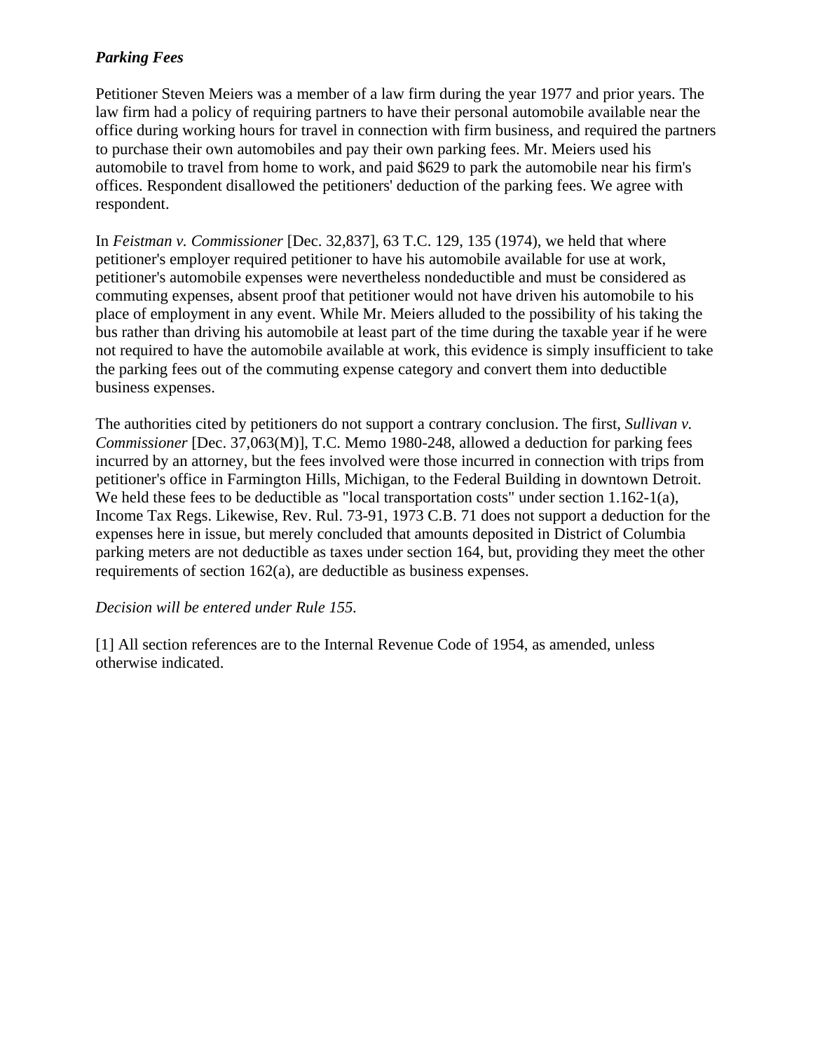***Parking Fees***

Petitioner Steven Meiers was a member of a law firm during the year 1977 and prior years. The law firm had a policy of requiring partners to have their personal automobile available near the office during working hours for travel in connection with firm business, and required the partners to purchase their own automobiles and pay their own parking fees. Mr. Meiers used his automobile to travel from home to work, and paid $629 to park the automobile near his firm's offices. Respondent disallowed the petitioners' deduction of the parking fees. We agree with respondent.

In *Feistman v. Commissioner* [Dec. 32,837], 63 T.C. 129, 135 (1974), we held that where petitioner's employer required petitioner to have his automobile available for use at work, petitioner's automobile expenses were nevertheless nondeductible and must be considered as commuting expenses, absent proof that petitioner would not have driven his automobile to his place of employment in any event. While Mr. Meiers alluded to the possibility of his taking the bus rather than driving his automobile at least part of the time during the taxable year if he were not required to have the automobile available at work, this evidence is simply insufficient to take the parking fees out of the commuting expense category and convert them into deductible business expenses.

The authorities cited by petitioners do not support a contrary conclusion. The first, *Sullivan v. Commissioner* [Dec. 37,063(M)], T.C. Memo 1980-248, allowed a deduction for parking fees incurred by an attorney, but the fees involved were those incurred in connection with trips from petitioner's office in Farmington Hills, Michigan, to the Federal Building in downtown Detroit. We held these fees to be deductible as "local transportation costs" under section 1.162-1(a), Income Tax Regs. Likewise, Rev. Rul. 73-91, 1973 C.B. 71 does not support a deduction for the expenses here in issue, but merely concluded that amounts deposited in District of Columbia parking meters are not deductible as taxes under section 164, but, providing they meet the other requirements of section 162(a), are deductible as business expenses.

*Decision will be entered under Rule 155.*

[1] All section references are to the Internal Revenue Code of 1954, as amended, unless otherwise indicated.